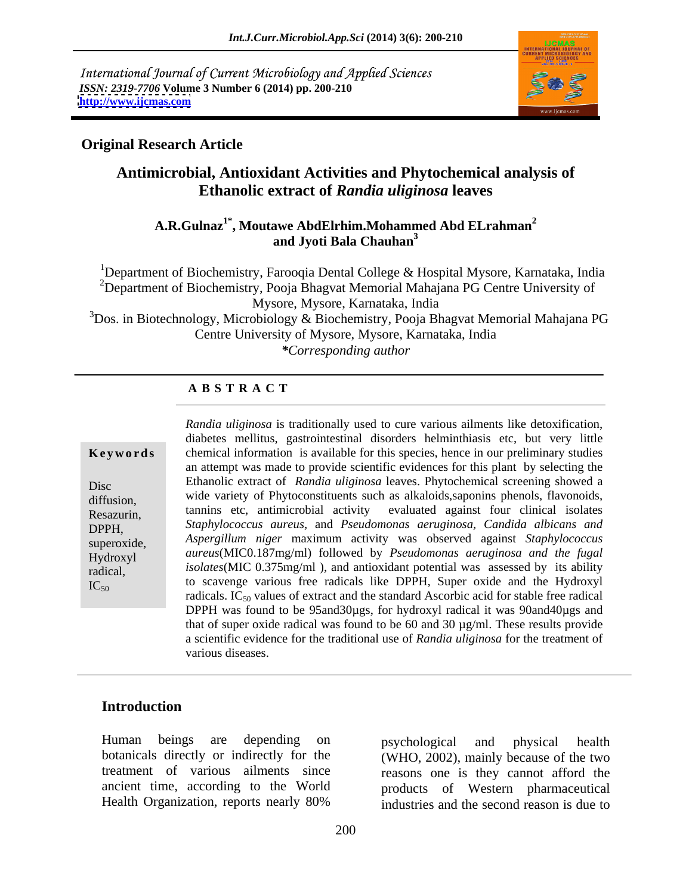International Journal of Current Microbiology and Applied Sciences
*ISSN: 2319-7706* **Volume 3 Number 6 (2014) pp. 200-210**
**http://www.ijcmas.com**

**Original Research Article**

# Antimicrobial, Antioxidant Activities and Phytochemical analysis of Ethanolic extract of *Randia uliginosa* leaves

**A.R.Gulnaz[1*], Moutawe AbdElrhim.Mohammed Abd ELrahman[2] and Jyoti Bala Chauhan[3]**

[1]Department of Biochemistry, Farooqia Dental College & Hospital Mysore, Karnataka, India
[2]Department of Biochemistry, Pooja Bhagvat Memorial Mahajana PG Centre University of Mysore, Mysore, Karnataka, India
[3]Dos. in Biotechnology, Microbiology & Biochemistry, Pooja Bhagvat Memorial Mahajana PG Centre University of Mysore, Mysore, Karnataka, India
**Corresponding author*

**A B S T R A C T**

**Keywords**

Disc diffusion, Resazurin, DPPH, superoxide, Hydroxyl radical, $IC_{50}$

*Randia uliginosa* is traditionally used to cure various ailments like detoxification, diabetes mellitus, gastrointestinal disorders helminthiasis etc, but very little chemical information is available for this species, hence in our preliminary studies an attempt was made to provide scientific evidences for this plant by selecting the Ethanolic extract of *Randia uliginosa* leaves. Phytochemical screening showed a wide variety of Phytoconstituents such as alkaloids,saponins phenols, flavonoids, tannins etc, antimicrobial activity evaluated against four clinical isolates *Staphylococcus aureus*, and *Pseudomonas aeruginosa, Candida albicans and Aspergillum niger* maximum activity was observed against *Staphylococcus aureus*(MIC0.187mg/ml) followed by *Pseudomonas aeruginosa and the fugal isolates*(MIC 0.375mg/ml ), and antioxidant potential was assessed by its ability to scavenge various free radicals like DPPH, Super oxide and the Hydroxyl radicals. $IC_{50}$ values of extract and the standard Ascorbic acid for stable free radical DPPH was found to be 95and30µgs, for hydroxyl radical it was 90and40µgs and that of super oxide radical was found to be 60 and 30 µg/ml. These results provide a scientific evidence for the traditional use of *Randia uliginosa* for the treatment of various diseases.

## Introduction

Human beings are depending on botanicals directly or indirectly for the treatment of various ailments since ancient time, according to the World Health Organization, reports nearly 80% psychological and physical health (WHO, 2002), mainly because of the two reasons one is they cannot afford the products of Western pharmaceutical industries and the second reason is due to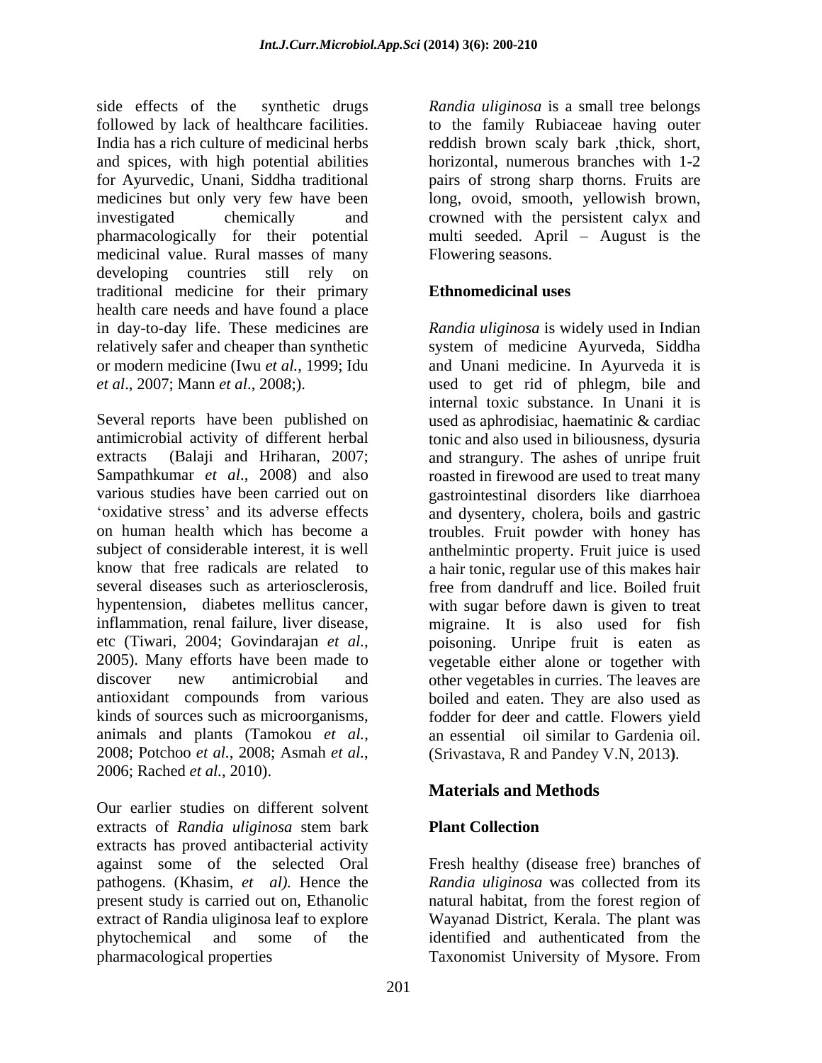side effects of the synthetic drugs followed by lack of healthcare facilities. India has a rich culture of medicinal herbs and spices, with high potential abilities for Ayurvedic, Unani, Siddha traditional medicines but only very few have been investigated chemically and pharmacologically for their potential medicinal value. Rural masses of many developing countries still rely on traditional medicine for their primary health care needs and have found a place in day-to-day life. These medicines are relatively safer and cheaper than synthetic or modern medicine (Iwu *et al.*, 1999; Idu *et al*., 2007; Mann *et al*., 2008;).

Several reports have been published on antimicrobial activity of different herbal extracts (Balaji and Hriharan, 2007; Sampathkumar *et al*., 2008) and also various studies have been carried out on 'oxidative stress' and its adverse effects on human health which has become a subject of considerable interest, it is well know that free radicals are related to several diseases such as arteriosclerosis, hypentension, diabetes mellitus cancer, inflammation, renal failure, liver disease, etc (Tiwari, 2004; Govindarajan *et al.*, 2005). Many efforts have been made to discover new antimicrobial and antioxidant compounds from various kinds of sources such as microorganisms, animals and plants (Tamokou *et al.*, 2008; Potchoo *et al.*, 2008; Asmah *et al.*, 2006; Rached *et al.*, 2010).

Our earlier studies on different solvent extracts of *Randia uliginosa* stem bark extracts has proved antibacterial activity against some of the selected Oral pathogens. (Khasim, *et al).* Hence the present study is carried out on, Ethanolic extract of Randia uliginosa leaf to explore phytochemical and some of the pharmacological properties

*Randia uliginosa* is a small tree belongs to the family Rubiaceae having outer reddish brown scaly bark ,thick, short, horizontal, numerous branches with 1-2 pairs of strong sharp thorns. Fruits are long, ovoid, smooth, yellowish brown, crowned with the persistent calyx and multi seeded. April – August is the Flowering seasons.

## Ethnomedicinal uses

*Randia uliginosa* is widely used in Indian system of medicine Ayurveda, Siddha and Unani medicine. In Ayurveda it is used to get rid of phlegm, bile and internal toxic substance. In Unani it is used as aphrodisiac, haematinic & cardiac tonic and also used in biliousness, dysuria and strangury. The ashes of unripe fruit roasted in firewood are used to treat many gastrointestinal disorders like diarrhoea and dysentery, cholera, boils and gastric troubles. Fruit powder with honey has anthelmintic property. Fruit juice is used a hair tonic, regular use of this makes hair free from dandruff and lice. Boiled fruit with sugar before dawn is given to treat migraine. It is also used for fish poisoning. Unripe fruit is eaten as vegetable either alone or together with other vegetables in curries. The leaves are boiled and eaten. They are also used as fodder for deer and cattle. Flowers yield an essential oil similar to Gardenia oil. (Srivastava, R and Pandey V.N, 2013**)**.

## Materials and Methods

### Plant Collection

Fresh healthy (disease free) branches of *Randia uliginosa* was collected from its natural habitat, from the forest region of Wayanad District, Kerala. The plant was identified and authenticated from the Taxonomist University of Mysore. From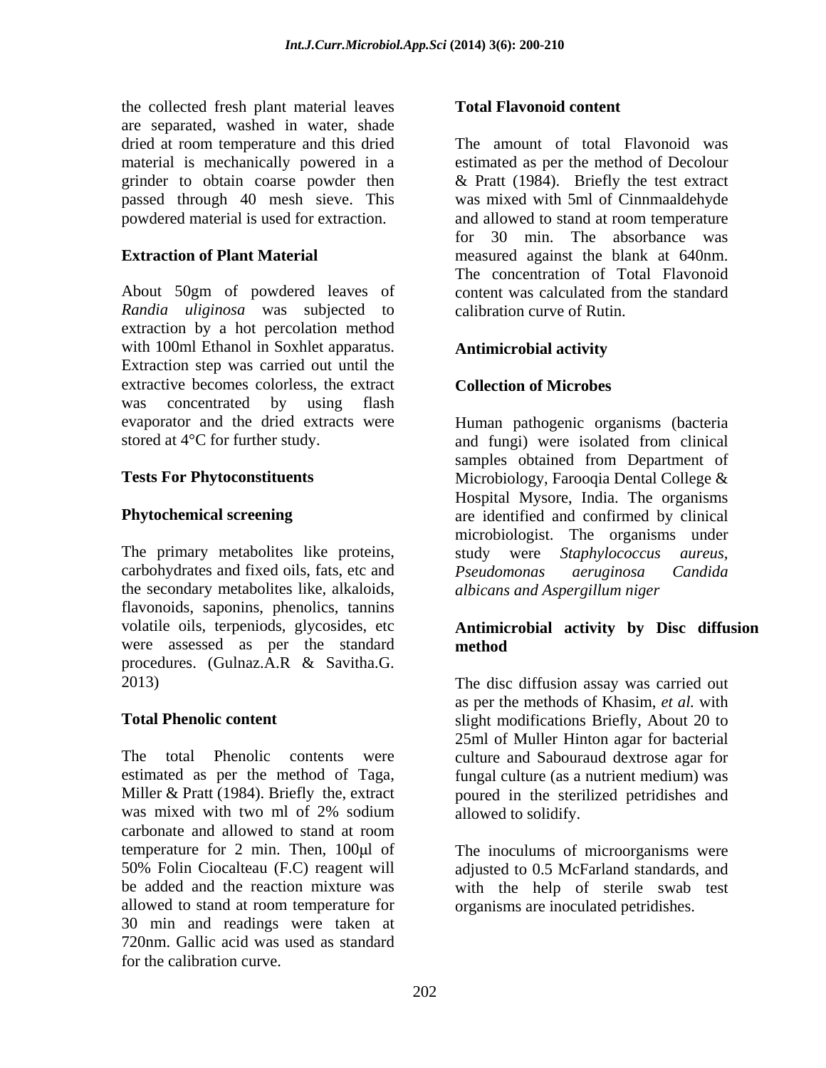the collected fresh plant material leaves are separated, washed in water, shade dried at room temperature and this dried material is mechanically powered in a grinder to obtain coarse powder then passed through 40 mesh sieve. This powdered material is used for extraction.

**Extraction of Plant Material**

About 50gm of powdered leaves of *Randia uliginosa* was subjected to extraction by a hot percolation method with 100ml Ethanol in Soxhlet apparatus. Extraction step was carried out until the extractive becomes colorless, the extract was concentrated by using flash evaporator and the dried extracts were stored at 4°C for further study.

**Tests For Phytoconstituents**

**Phytochemical screening**

The primary metabolites like proteins, carbohydrates and fixed oils, fats, etc and the secondary metabolites like, alkaloids, flavonoids, saponins, phenolics, tannins volatile oils, terpeniods, glycosides, etc were assessed as per the standard procedures. (Gulnaz.A.R & Savitha.G. 2013)

**Total Phenolic content**

The total Phenolic contents were estimated as per the method of Taga, Miller & Pratt (1984). Briefly the, extract was mixed with two ml of 2% sodium carbonate and allowed to stand at room temperature for 2 min. Then, 100μl of 50% Folin Ciocalteau (F.C) reagent will be added and the reaction mixture was allowed to stand at room temperature for 30 min and readings were taken at 720nm. Gallic acid was used as standard for the calibration curve.

**Total Flavonoid content**

The amount of total Flavonoid was estimated as per the method of Decolour & Pratt (1984). Briefly the test extract was mixed with 5ml of Cinnmaaldehyde and allowed to stand at room temperature for 30 min. The absorbance was measured against the blank at 640nm. The concentration of Total Flavonoid content was calculated from the standard calibration curve of Rutin.

**Antimicrobial activity**

**Collection of Microbes**

Human pathogenic organisms (bacteria and fungi) were isolated from clinical samples obtained from Department of Microbiology, Farooqia Dental College & Hospital Mysore, India. The organisms are identified and confirmed by clinical microbiologist. The organisms under study were *Staphylococcus aureus*, *Pseudomonas aeruginosa Candida albicans and Aspergillum niger*

**Antimicrobial activity by Disc diffusion method**

The disc diffusion assay was carried out as per the methods of Khasim, *et al.* with slight modifications Briefly, About 20 to 25ml of Muller Hinton agar for bacterial culture and Sabouraud dextrose agar for fungal culture (as a nutrient medium) was poured in the sterilized petridishes and allowed to solidify.

The inoculums of microorganisms were adjusted to 0.5 McFarland standards, and with the help of sterile swab test organisms are inoculated petridishes.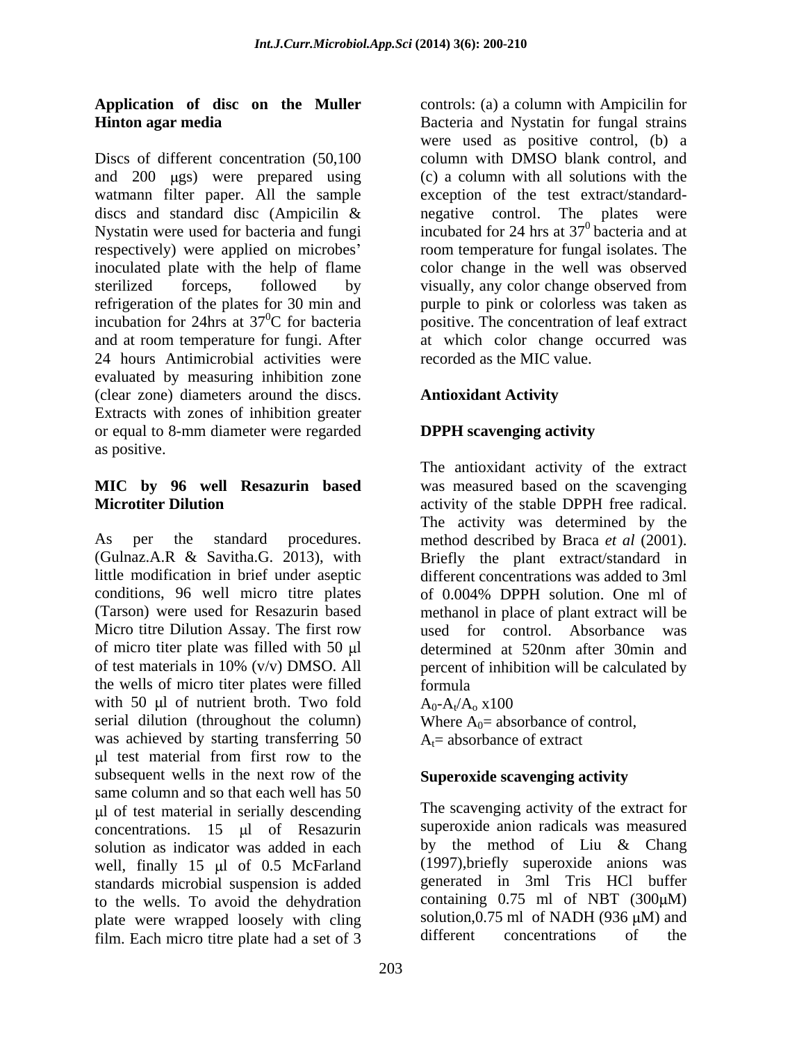### Application of disc on the Muller Hinton agar media

Discs of different concentration (50,100 and 200 μgs) were prepared using watmann filter paper. All the sample discs and standard disc (Ampicilin & Nystatin were used for bacteria and fungi respectively) were applied on microbes' inoculated plate with the help of flame sterilized forceps, followed by refrigeration of the plates for 30 min and incubation for 24hrs at $37^0$C for bacteria and at room temperature for fungi. After 24 hours Antimicrobial activities were evaluated by measuring inhibition zone (clear zone) diameters around the discs. Extracts with zones of inhibition greater or equal to 8-mm diameter were regarded as positive.

### MIC by 96 well Resazurin based Microtiter Dilution

As per the standard procedures. (Gulnaz.A.R & Savitha.G. 2013), with little modification in brief under aseptic conditions, 96 well micro titre plates (Tarson) were used for Resazurin based Micro titre Dilution Assay. The first row of micro titer plate was filled with 50 μl of test materials in 10% (v/v) DMSO. All the wells of micro titer plates were filled with 50 μl of nutrient broth. Two fold serial dilution (throughout the column) was achieved by starting transferring 50 μl test material from first row to the subsequent wells in the next row of the same column and so that each well has 50 μl of test material in serially descending concentrations. 15 μl of Resazurin solution as indicator was added in each well, finally 15 μl of 0.5 McFarland standards microbial suspension is added to the wells. To avoid the dehydration plate were wrapped loosely with cling film. Each micro titre plate had a set of 3 controls: (a) a column with Ampicilin for Bacteria and Nystatin for fungal strains were used as positive control, (b) a column with DMSO blank control, and (c) a column with all solutions with the exception of the test extract/standard-negative control. The plates were incubated for 24 hrs at $37^0$ bacteria and at room temperature for fungal isolates. The color change in the well was observed visually, any color change observed from purple to pink or colorless was taken as positive. The concentration of leaf extract at which color change occurred was recorded as the MIC value.

## Antioxidant Activity

### DPPH scavenging activity

The antioxidant activity of the extract was measured based on the scavenging activity of the stable DPPH free radical. The activity was determined by the method described by Braca *et al* (2001). Briefly the plant extract/standard in different concentrations was added to 3ml of 0.004% DPPH solution. One ml of methanol in place of plant extract will be used for control. Absorbance was determined at 520nm after 30min and percent of inhibition will be calculated by formula

$A_0$-$A_t$/$A_o$ x100

Where $A_0$= absorbance of control,

$A_t$= absorbance of extract

### Superoxide scavenging activity

The scavenging activity of the extract for superoxide anion radicals was measured by the method of Liu & Chang (1997),briefly superoxide anions was generated in 3ml Tris HCl buffer containing 0.75 ml of NBT (300μM) solution,0.75 ml of NADH (936 μM) and different concentrations of the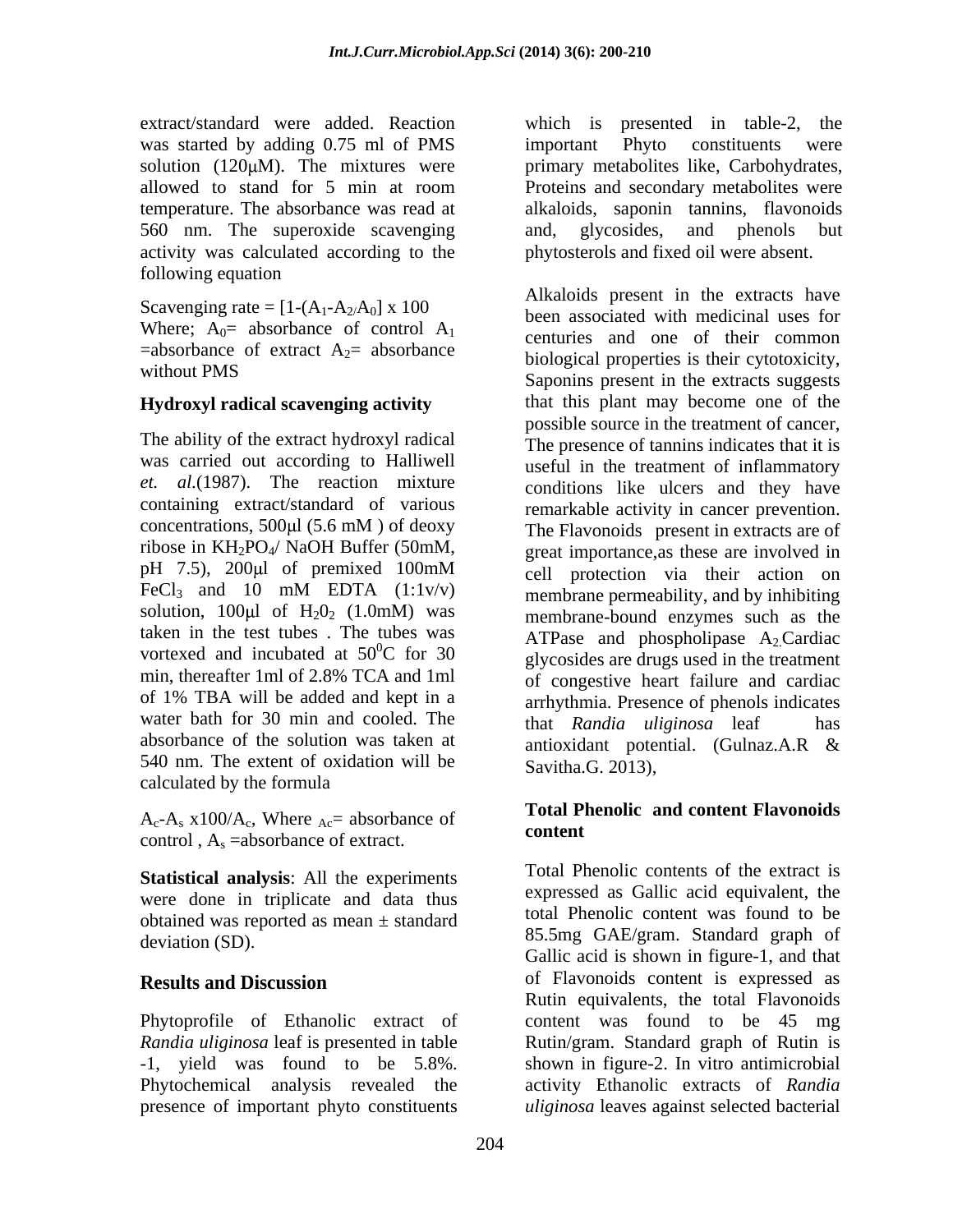extract/standard were added. Reaction was started by adding 0.75 ml of PMS solution (120μM). The mixtures were allowed to stand for 5 min at room temperature. The absorbance was read at 560 nm. The superoxide scavenging activity was calculated according to the following equation

Scavenging rate = $[1-(A_1-A_{2/}A_0] \times 100$
Where; $A_0$= absorbance of control $A_1$ =absorbance of extract $A_2$= absorbance without PMS

### Hydroxyl radical scavenging activity

The ability of the extract hydroxyl radical was carried out according to Halliwell *et. al.*(1987). The reaction mixture containing extract/standard of various concentrations, 500μl (5.6 mM ) of deoxy ribose in $KH_2PO_4$/ NaOH Buffer (50mM, pH 7.5), 200μl of premixed 100mM $FeCl_3$ and 10 mM EDTA (1:1v/v) solution, 100μl of $H_20_2$ (1.0mM) was taken in the test tubes . The tubes was vortexed and incubated at $50^0$C for 30 min, thereafter 1ml of 2.8% TCA and 1ml of 1% TBA will be added and kept in a water bath for 30 min and cooled. The absorbance of the solution was taken at 540 nm. The extent of oxidation will be calculated by the formula

$A_c$-$A_s$ x100/$A_c$, Where $_{Ac}$= absorbance of control , $A_s$ =absorbance of extract.

**Statistical analysis**: All the experiments were done in triplicate and data thus obtained was reported as mean ± standard deviation (SD).

## Results and Discussion

Phytoprofile of Ethanolic extract of *Randia uliginosa* leaf is presented in table -1, yield was found to be 5.8%. Phytochemical analysis revealed the presence of important phyto constituents which is presented in table-2, the important Phyto constituents were primary metabolites like, Carbohydrates, Proteins and secondary metabolites were alkaloids, saponin tannins, flavonoids and, glycosides, and phenols but phytosterols and fixed oil were absent.

Alkaloids present in the extracts have been associated with medicinal uses for centuries and one of their common biological properties is their cytotoxicity, Saponins present in the extracts suggests that this plant may become one of the possible source in the treatment of cancer, The presence of tannins indicates that it is useful in the treatment of inflammatory conditions like ulcers and they have remarkable activity in cancer prevention. The Flavonoids present in extracts are of great importance,as these are involved in cell protection via their action on membrane permeability, and by inhibiting membrane-bound enzymes such as the ATPase and phospholipase $A_2$.Cardiac glycosides are drugs used in the treatment of congestive heart failure and cardiac arrhythmia. Presence of phenols indicates that *Randia uliginosa* leaf has antioxidant potential. (Gulnaz.A.R & Savitha.G. 2013),

### Total Phenolic and content Flavonoids content

Total Phenolic contents of the extract is expressed as Gallic acid equivalent, the total Phenolic content was found to be 85.5mg GAE/gram. Standard graph of Gallic acid is shown in figure-1, and that of Flavonoids content is expressed as Rutin equivalents, the total Flavonoids content was found to be 45 mg Rutin/gram. Standard graph of Rutin is shown in figure-2. In vitro antimicrobial activity Ethanolic extracts of *Randia uliginosa* leaves against selected bacterial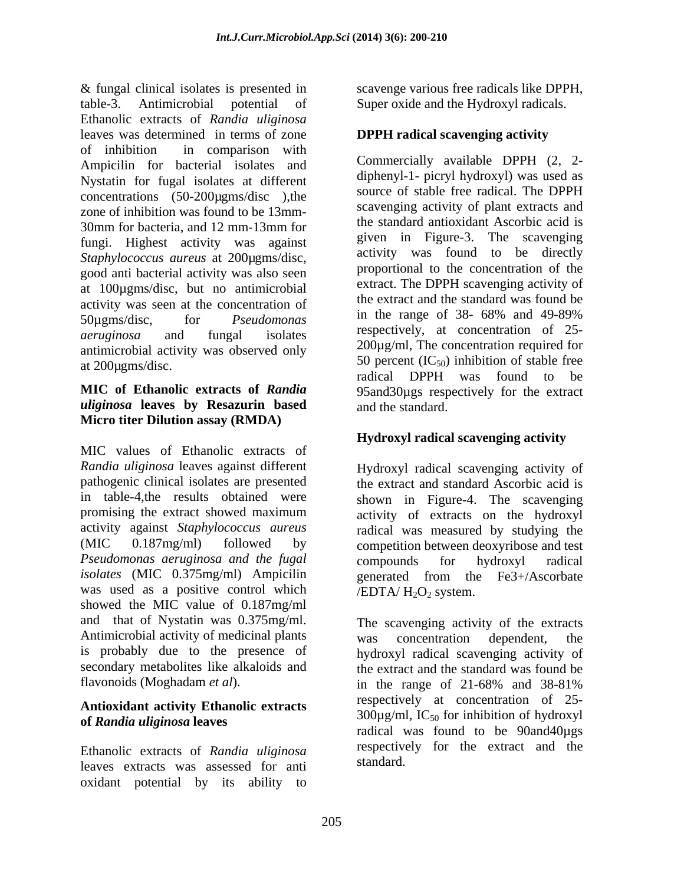& fungal clinical isolates is presented in table-3. Antimicrobial potential of Ethanolic extracts of *Randia uliginosa* leaves was determined in terms of zone of inhibition in comparison with Ampicilin for bacterial isolates and Nystatin for fugal isolates at different concentrations (50-200µgms/disc ),the zone of inhibition was found to be 13mm-30mm for bacteria, and 12 mm-13mm for fungi. Highest activity was against *Staphylococcus aureus* at 200µgms/disc, good anti bacterial activity was also seen at 100µgms/disc, but no antimicrobial activity was seen at the concentration of 50µgms/disc, for *Pseudomonas aeruginosa* and fungal isolates antimicrobial activity was observed only at 200µgms/disc.

### MIC of Ethanolic extracts of *Randia uliginosa* leaves by Resazurin based Micro titer Dilution assay (RMDA)

MIC values of Ethanolic extracts of *Randia uliginosa* leaves against different pathogenic clinical isolates are presented in table-4,the results obtained were promising the extract showed maximum activity against *Staphylococcus aureus* (MIC 0.187mg/ml) followed by *Pseudomonas aeruginosa and the fugal isolates* (MIC 0.375mg/ml) Ampicilin was used as a positive control which showed the MIC value of 0.187mg/ml and that of Nystatin was 0.375mg/ml. Antimicrobial activity of medicinal plants is probably due to the presence of secondary metabolites like alkaloids and flavonoids (Moghadam *et al*).

### Antioxidant activity Ethanolic extracts of *Randia uliginosa* leaves

Ethanolic extracts of *Randia uliginosa* leaves extracts was assessed for anti oxidant potential by its ability to scavenge various free radicals like DPPH, Super oxide and the Hydroxyl radicals.

### DPPH radical scavenging activity

Commercially available DPPH (2, 2-diphenyl-1- picryl hydroxyl) was used as source of stable free radical. The DPPH scavenging activity of plant extracts and the standard antioxidant Ascorbic acid is given in Figure-3. The scavenging activity was found to be directly proportional to the concentration of the extract. The DPPH scavenging activity of the extract and the standard was found be in the range of 38- 68% and 49-89% respectively, at concentration of 25-200µg/ml, The concentration required for 50 percent ($IC_{50}$) inhibition of stable free radical DPPH was found to be 95and30µgs respectively for the extract and the standard.

### Hydroxyl radical scavenging activity

Hydroxyl radical scavenging activity of the extract and standard Ascorbic acid is shown in Figure-4. The scavenging activity of extracts on the hydroxyl radical was measured by studying the competition between deoxyribose and test compounds for hydroxyl radical generated from the Fe3+/Ascorbate /EDTA/ $H_2O_2$ system.

The scavenging activity of the extracts was concentration dependent, the hydroxyl radical scavenging activity of the extract and the standard was found be in the range of 21-68% and 38-81% respectively at concentration of 25-300µg/ml, $IC_{50}$ for inhibition of hydroxyl radical was found to be 90and40µgs respectively for the extract and the standard.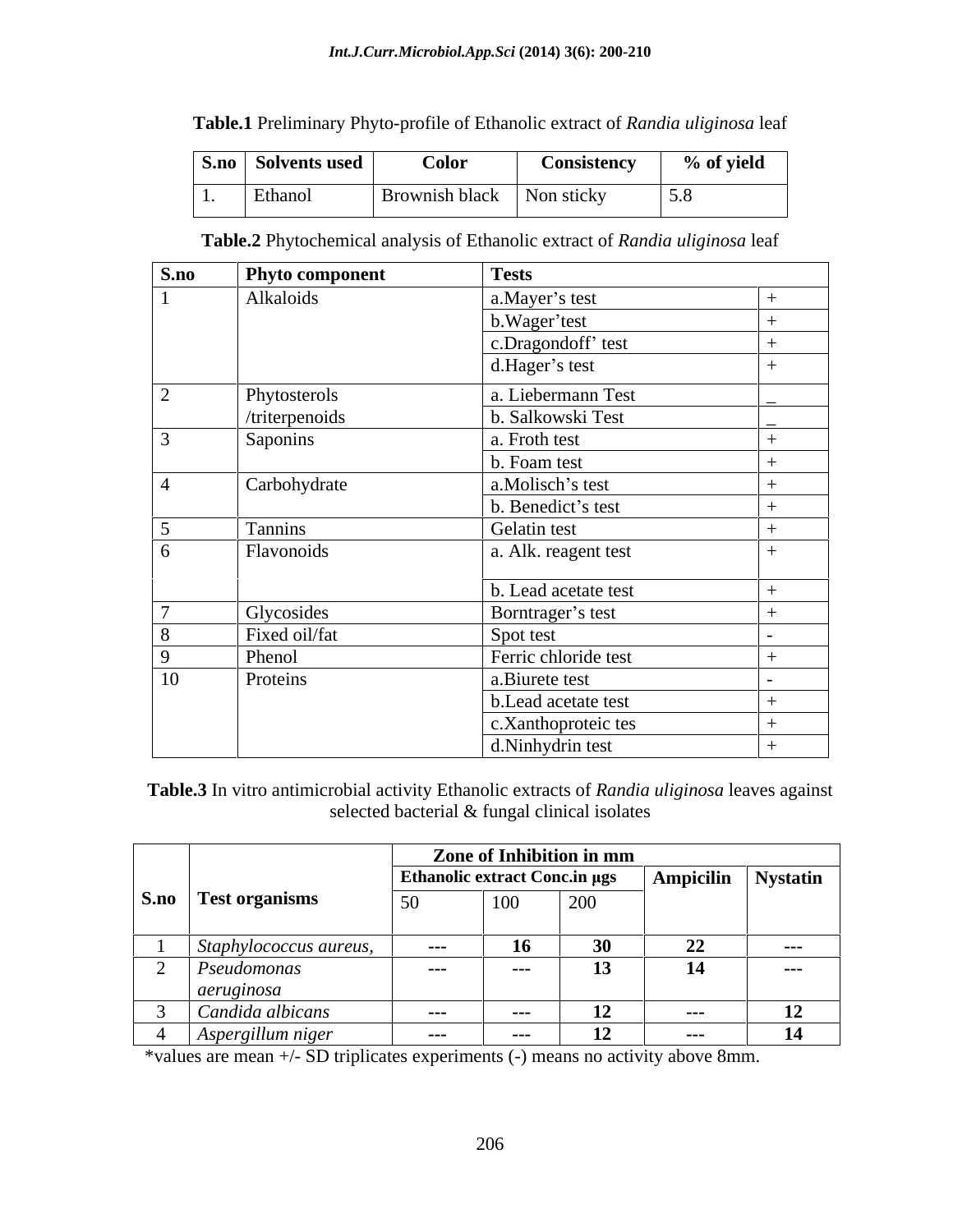**Table.1** Preliminary Phyto-profile of Ethanolic extract of *Randia uliginosa* leaf

| S.no | Solvents used | Color | Consistency | % of yield |
|---|---|---|---|---|
| 1. | Ethanol | Brownish black | Non sticky | 5.8 |

**Table.2** Phytochemical analysis of Ethanolic extract of *Randia uliginosa* leaf

| S.no | Phyto component | Tests | |
|---|---|---|---|
| 1 | Alkaloids | a.Mayer's test | + |
| | | b.Wager'test | + |
| | | c.Dragondoff' test | + |
| | | d.Hager's test | + |
| 2 | Phytosterols /triterpenoids | a. Liebermann Test | _ |
| | | b. Salkowski Test | _ |
| 3 | Saponins | a. Froth test | + |
| | | b. Foam test | + |
| 4 | Carbohydrate | a.Molisch's test | + |
| | | b. Benedict's test | + |
| 5 | Tannins | Gelatin test | + |
| 6 | Flavonoids | a. Alk. reagent test | + |
| | | b. Lead acetate test | + |
| 7 | Glycosides | Borntrager's test | + |
| 8 | Fixed oil/fat | Spot test | - |
| 9 | Phenol | Ferric chloride test | + |
| 10 | Proteins | a.Biurete test | - |
| | | b.Lead acetate test | + |
| | | c.Xanthoproteic tes | + |
| | | d.Ninhydrin test | + |

**Table.3** In vitro antimicrobial activity Ethanolic extracts of *Randia uliginosa* leaves against selected bacterial & fungal clinical isolates

| | | Zone of Inhibition in mm | | | | |
|---|---|---|---|---|---|---|
| | | Ethanolic extract Conc.in µgs | | | Ampicilin | Nystatin |
| S.no | Test organisms | 50 | 100 | 200 | | |
| 1 | *Staphylococcus aureus,* | --- | 16 | 30 | 22 | --- |
| 2 | *Pseudomonas aeruginosa* | --- | --- | 13 | 14 | --- |
| 3 | *Candida albicans* | --- | --- | 12 | --- | 12 |
| 4 | *Aspergillum niger* | --- | --- | 12 | --- | 14 |

*values are mean +/- SD triplicates experiments (-) means no activity above 8mm.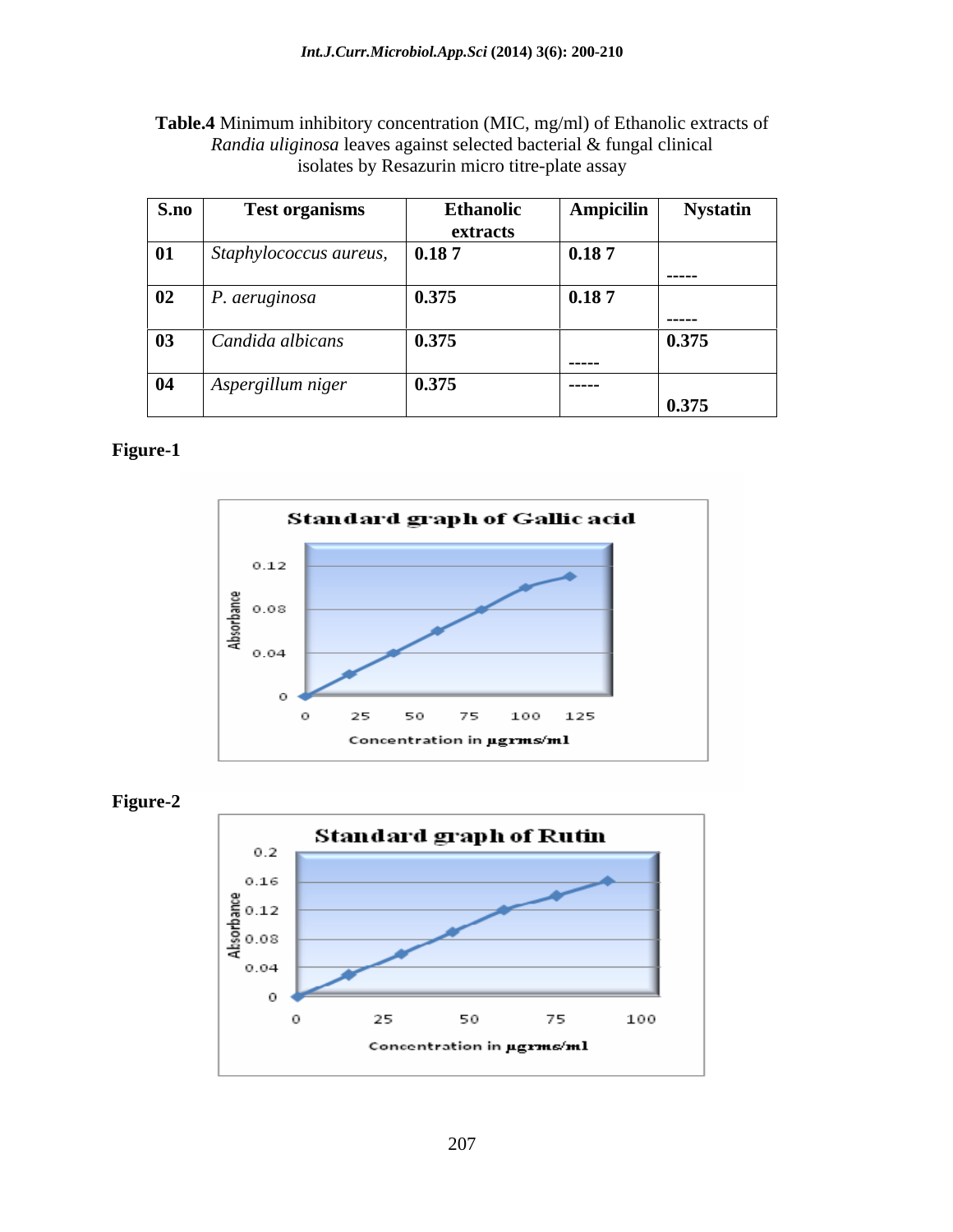**Table.4** Minimum inhibitory concentration (MIC, mg/ml) of Ethanolic extracts of *Randia uliginosa* leaves against selected bacterial & fungal clinical isolates by Resazurin micro titre-plate assay

| S.no | Test organisms | Ethanolic extracts | Ampicilin | Nystatin |
|---|---|---|---|---|
| 01 | *Staphylococcus aureus,* | 0.18 7 | 0.18 7 | ----- |
| 02 | *P. aeruginosa* | 0.375 | 0.18 7 | ----- |
| 03 | *Candida albicans* | 0.375 | ----- | 0.375 |
| 04 | *Aspergillum niger* | 0.375 | ----- | 0.375 |

**Figure-1**

Standard graph of Gallic acid

**Figure-2**

Standard graph of Rutin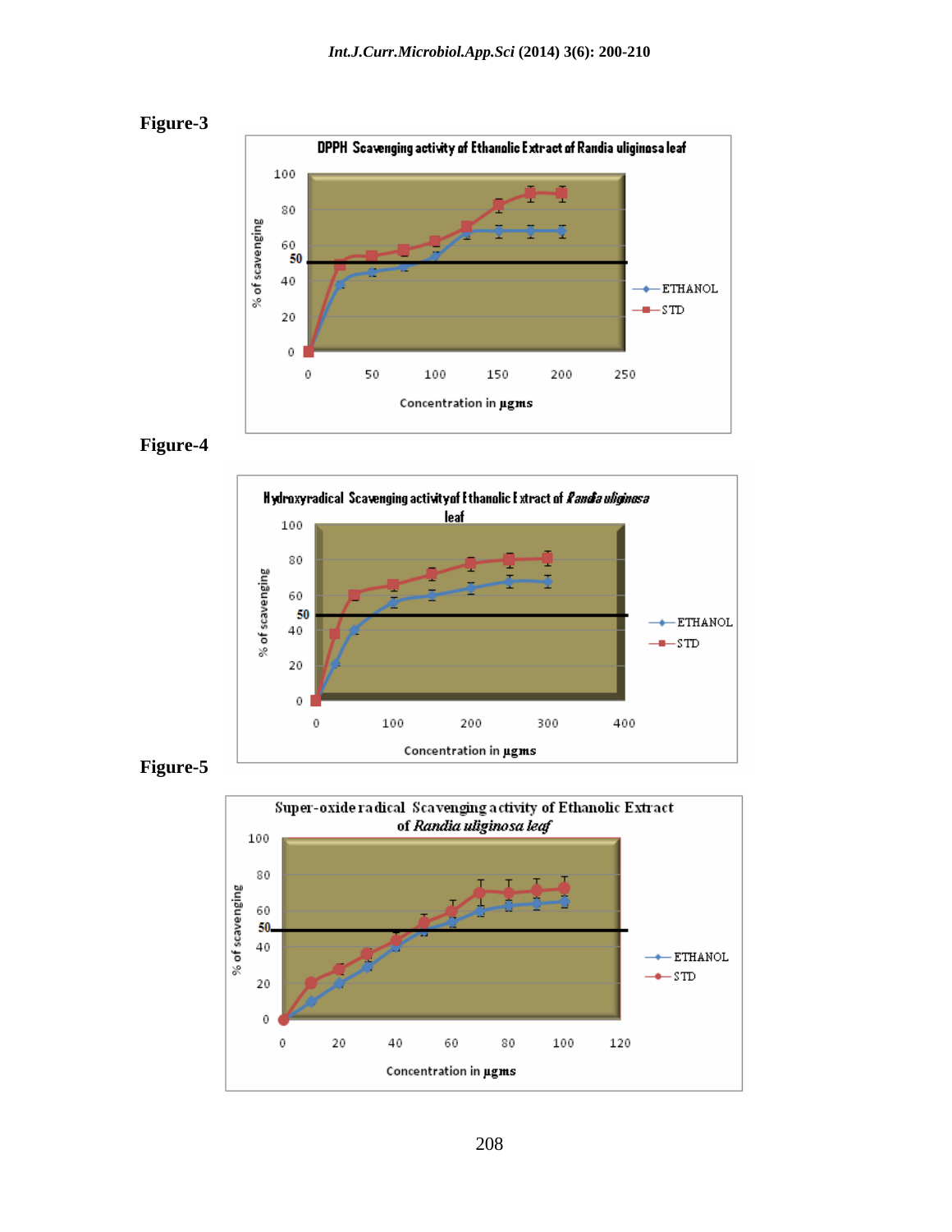Figure-3

DPPH Scavenging activity of Ethanolic Extract of Randia uliginosa leaf

Figure-4

Hydroxyradical Scavenging activity of Ethanolic Extract of *Randia uliginosa* leaf

Figure-5

Super-oxide radical Scavenging activity of Ethanolic Extract of *Randia uliginosa leaf*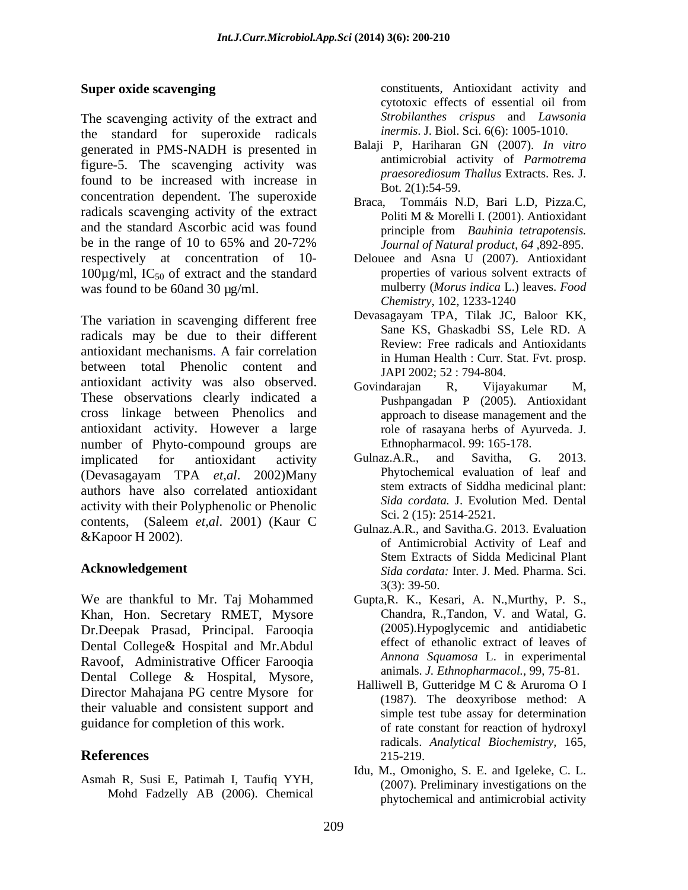### Super oxide scavenging

The scavenging activity of the extract and the standard for superoxide radicals generated in PMS-NADH is presented in figure-5. The scavenging activity was found to be increased with increase in concentration dependent. The superoxide radicals scavenging activity of the extract and the standard Ascorbic acid was found be in the range of 10 to 65% and 20-72% respectively at concentration of 10-100µg/ml, $IC_{50}$ of extract and the standard was found to be 60and 30 µg/ml.

The variation in scavenging different free radicals may be due to their different antioxidant mechanisms. A fair correlation between total Phenolic content and antioxidant activity was also observed. These observations clearly indicated a cross linkage between Phenolics and antioxidant activity. However a large number of Phyto-compound groups are implicated for antioxidant activity (Devasagayam TPA *et,al*. 2002)Many authors have also correlated antioxidant activity with their Polyphenolic or Phenolic contents, (Saleem *et,al*. 2001) (Kaur C &Kapoor H 2002).

### Acknowledgement

We are thankful to Mr. Taj Mohammed Khan, Hon. Secretary RMET, Mysore Dr.Deepak Prasad, Principal. Farooqia Dental College& Hospital and Mr.Abdul Ravoof, Administrative Officer Farooqia Dental College & Hospital, Mysore, Director Mahajana PG centre Mysore for their valuable and consistent support and guidance for completion of this work.

## References

Asmah R, Susi E, Patimah I, Taufiq YYH, Mohd Fadzelly AB (2006). Chemical constituents, Antioxidant activity and cytotoxic effects of essential oil from *Strobilanthes crispus* and *Lawsonia inermis*. J. Biol. Sci. 6(6): 1005-1010.

Balaji P, Hariharan GN (2007). *In vitro* antimicrobial activity of *Parmotrema praesorediosum Thallus* Extracts. Res. J. Bot. 2(1):54-59.

Braca, Tommáis N.D, Bari L.D, Pizza.C, Politi M & Morelli I. (2001). Antioxidant principle from *Bauhinia tetrapotensis. Journal of Natural product, 64* ,892-895.

Delouee and Asna U (2007). Antioxidant properties of various solvent extracts of mulberry (*Morus indica* L.) leaves. *Food Chemistry*, 102, 1233-1240

Devasagayam TPA, Tilak JC, Baloor KK, Sane KS, Ghaskadbi SS, Lele RD. A Review: Free radicals and Antioxidants in Human Health : Curr. Stat. Fvt. prosp. JAPI 2002; 52 : 794-804.

Govindarajan R, Vijayakumar M, Pushpangadan P (2005). Antioxidant approach to disease management and the role of rasayana herbs of Ayurveda. J. Ethnopharmacol. 99: 165-178.

Gulnaz.A.R., and Savitha, G. 2013. Phytochemical evaluation of leaf and stem extracts of Siddha medicinal plant: *Sida cordata.* J. Evolution Med. Dental Sci. 2 (15): 2514-2521.

Gulnaz.A.R., and Savitha.G. 2013. Evaluation of Antimicrobial Activity of Leaf and Stem Extracts of Sidda Medicinal Plant *Sida cordata:* Inter. J. Med. Pharma. Sci. 3(3): 39-50.

Gupta,R. K., Kesari, A. N.,Murthy, P. S., Chandra, R.,Tandon, V. and Watal, G. (2005).Hypoglycemic and antidiabetic effect of ethanolic extract of leaves of *Annona Squamosa* L. in experimental animals. *J. Ethnopharmacol.*, 99, 75-81.

Halliwell B, Gutteridge M C & Aruroma O I (1987). The deoxyribose method: A simple test tube assay for determination of rate constant for reaction of hydroxyl radicals. *Analytical Biochemistry*, 165, 215-219.

Idu, M., Omonigho, S. E. and Igeleke, C. L. (2007). Preliminary investigations on the phytochemical and antimicrobial activity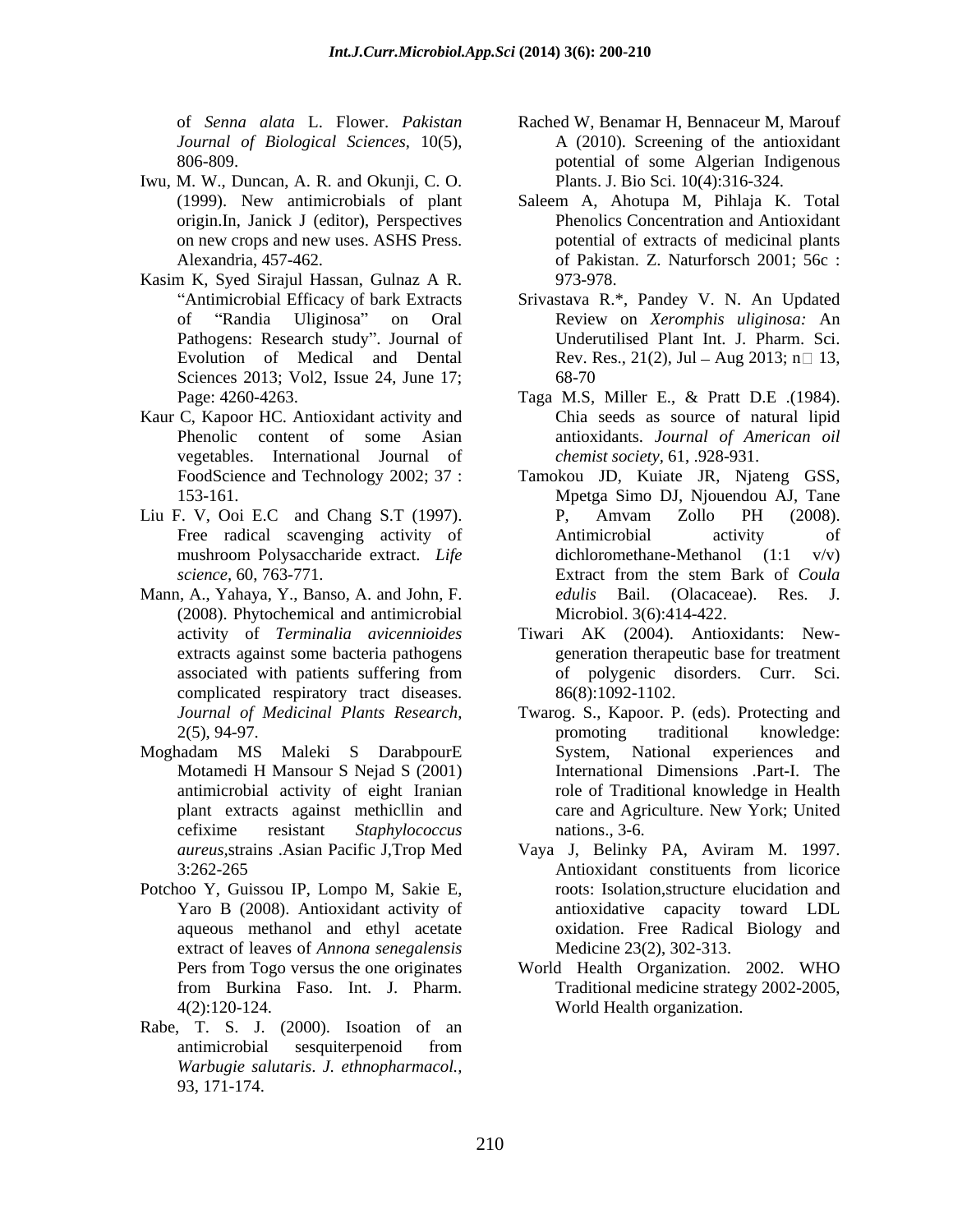of *Senna alata* L. Flower. *Pakistan Journal of Biological Sciences,* 10(5), 806-809.

Iwu, M. W., Duncan, A. R. and Okunji, C. O. (1999). New antimicrobials of plant origin.In, Janick J (editor), Perspectives on new crops and new uses. ASHS Press. Alexandria, 457-462.

Kasim K, Syed Sirajul Hassan, Gulnaz A R. "Antimicrobial Efficacy of bark Extracts of "Randia Uliginosa" on Oral Pathogens: Research study". Journal of Evolution of Medical and Dental Sciences 2013; Vol2, Issue 24, June 17; Page: 4260-4263.

Kaur C, Kapoor HC. Antioxidant activity and Phenolic content of some Asian vegetables. International Journal of FoodScience and Technology 2002; 37 : 153-161.

Liu F. V, Ooi E.C and Chang S.T (1997). Free radical scavenging activity of mushroom Polysaccharide extract. *Life science,* 60, 763-771.

Mann, A., Yahaya, Y., Banso, A. and John, F. (2008). Phytochemical and antimicrobial activity of *Terminalia avicennioides* extracts against some bacteria pathogens associated with patients suffering from complicated respiratory tract diseases. *Journal of Medicinal Plants Research,* 2(5), 94-97.

Moghadam MS Maleki S DarabpourE Motamedi H Mansour S Nejad S (2001) antimicrobial activity of eight Iranian plant extracts against methicllin and cefixime resistant *Staphylococcus aureus,*strains .Asian Pacific J,Trop Med 3:262-265

Potchoo Y, Guissou IP, Lompo M, Sakie E, Yaro B (2008). Antioxidant activity of aqueous methanol and ethyl acetate extract of leaves of *Annona senegalensis* Pers from Togo versus the one originates from Burkina Faso. Int. J. Pharm. 4(2):120-124.

Rabe, T. S. J. (2000). Isoation of an antimicrobial sesquiterpenoid from *Warbugie salutaris*. *J. ethnopharmacol.,* 93, 171-174.

Rached W, Benamar H, Bennaceur M, Marouf A (2010). Screening of the antioxidant potential of some Algerian Indigenous Plants. J. Bio Sci. 10(4):316-324.

Saleem A, Ahotupa M, Pihlaja K. Total Phenolics Concentration and Antioxidant potential of extracts of medicinal plants of Pakistan. Z. Naturforsch 2001; 56c : 973-978.

Srivastava R.*, Pandey V. N. An Updated Review on *Xeromphis uliginosa:* An Underutilised Plant Int. J. Pharm. Sci. Rev. Res., 21(2), Jul – Aug 2013; n□ 13, 68-70

Taga M.S, Miller E., & Pratt D.E .(1984). Chia seeds as source of natural lipid antioxidants. *Journal of American oil chemist society,* 61, .928-931.

Tamokou JD, Kuiate JR, Njateng GSS, Mpetga Simo DJ, Njouendou AJ, Tane P, Amvam Zollo PH (2008). Antimicrobial activity of dichloromethane-Methanol (1:1 v/v) Extract from the stem Bark of *Coula edulis* Bail. (Olacaceae). Res. J. Microbiol. 3(6):414-422.

Tiwari AK (2004). Antioxidants: New-generation therapeutic base for treatment of polygenic disorders. Curr. Sci. 86(8):1092-1102.

Twarog. S., Kapoor. P. (eds). Protecting and promoting traditional knowledge: System, National experiences and International Dimensions .Part-I. The role of Traditional knowledge in Health care and Agriculture. New York; United nations., 3-6.

Vaya J, Belinky PA, Aviram M. 1997. Antioxidant constituents from licorice roots: Isolation,structure elucidation and antioxidative capacity toward LDL oxidation. Free Radical Biology and Medicine 23(2), 302-313.

World Health Organization. 2002. WHO Traditional medicine strategy 2002-2005, World Health organization.